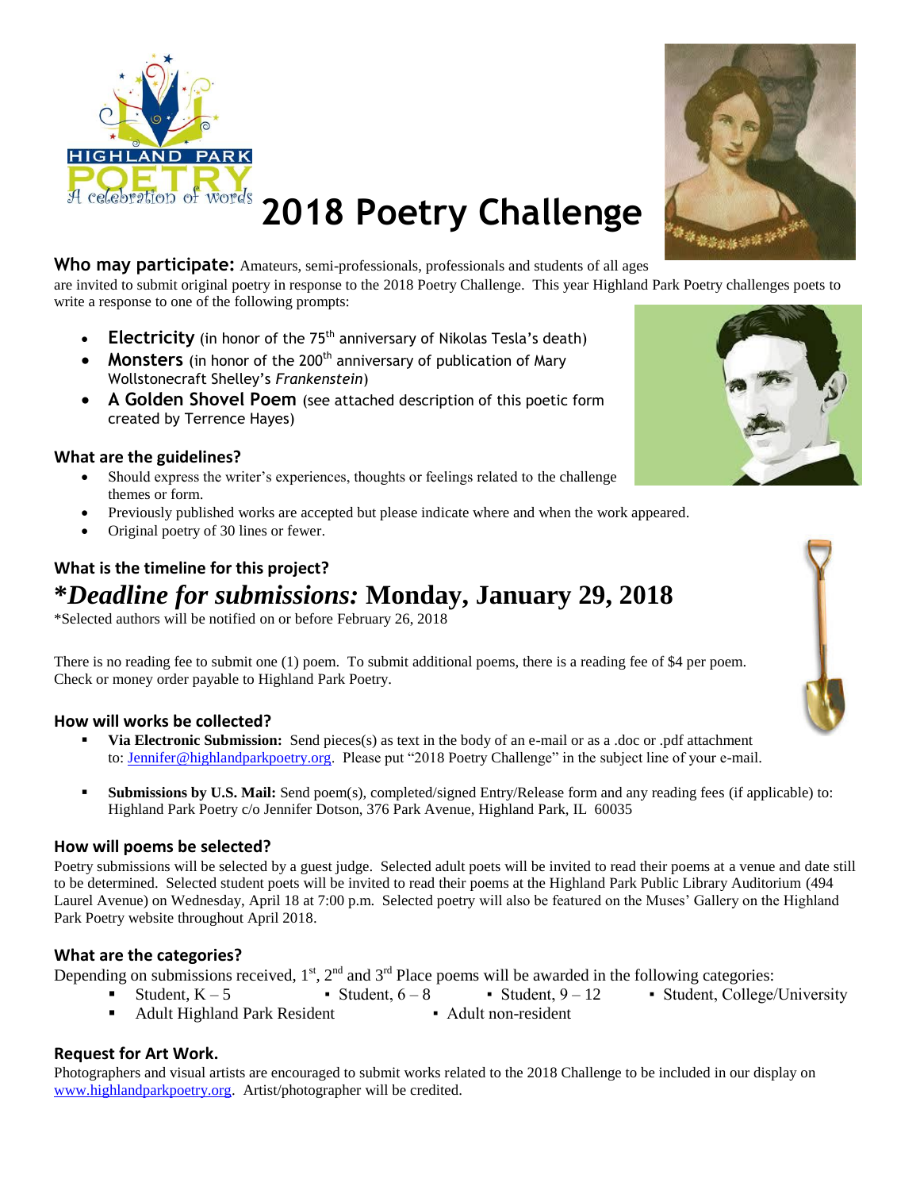HIGHLAND PARK POETRY
A celebration of words

# 2018 Poetry Challenge

**Who may participate:** Amateurs, semi-professionals, professionals and students of all ages are invited to submit original poetry in response to the 2018 Poetry Challenge. This year Highland Park Poetry challenges poets to write a response to one of the following prompts:

- **Electricity** (in honor of the 75th anniversary of Nikolas Tesla's death)
- **Monsters** (in honor of the 200th anniversary of publication of Mary Wollstonecraft Shelley's *Frankenstein*)
- **A Golden Shovel Poem** (see attached description of this poetic form created by Terrence Hayes)

### What are the guidelines?

- Should express the writer's experiences, thoughts or feelings related to the challenge themes or form.
- Previously published works are accepted but please indicate where and when the work appeared.
- Original poetry of 30 lines or fewer.

### What is the timeline for this project?

## **\****Deadline for submissions:* **Monday, January 29, 2018**

\*Selected authors will be notified on or before February 26, 2018

There is no reading fee to submit one (1) poem. To submit additional poems, there is a reading fee of $4 per poem. Check or money order payable to Highland Park Poetry.

### How will works be collected?

- **Via Electronic Submission:** Send pieces(s) as text in the body of an e-mail or as a .doc or .pdf attachment to: Jennifer@highlandparkpoetry.org. Please put "2018 Poetry Challenge" in the subject line of your e-mail.
- **Submissions by U.S. Mail:** Send poem(s), completed/signed Entry/Release form and any reading fees (if applicable) to: Highland Park Poetry c/o Jennifer Dotson, 376 Park Avenue, Highland Park, IL 60035

### How will poems be selected?

Poetry submissions will be selected by a guest judge. Selected adult poets will be invited to read their poems at a venue and date still to be determined. Selected student poets will be invited to read their poems at the Highland Park Public Library Auditorium (494 Laurel Avenue) on Wednesday, April 18 at 7:00 p.m. Selected poetry will also be featured on the Muses' Gallery on the Highland Park Poetry website throughout April 2018.

### What are the categories?

Depending on submissions received, 1st, 2nd and 3rd Place poems will be awarded in the following categories:

- Student, K – 5
- Student, 6 – 8
- Student, 9 – 12
- Student, College/University
- Adult Highland Park Resident
- Adult non-resident

### Request for Art Work.

Photographers and visual artists are encouraged to submit works related to the 2018 Challenge to be included in our display on www.highlandparkpoetry.org. Artist/photographer will be credited.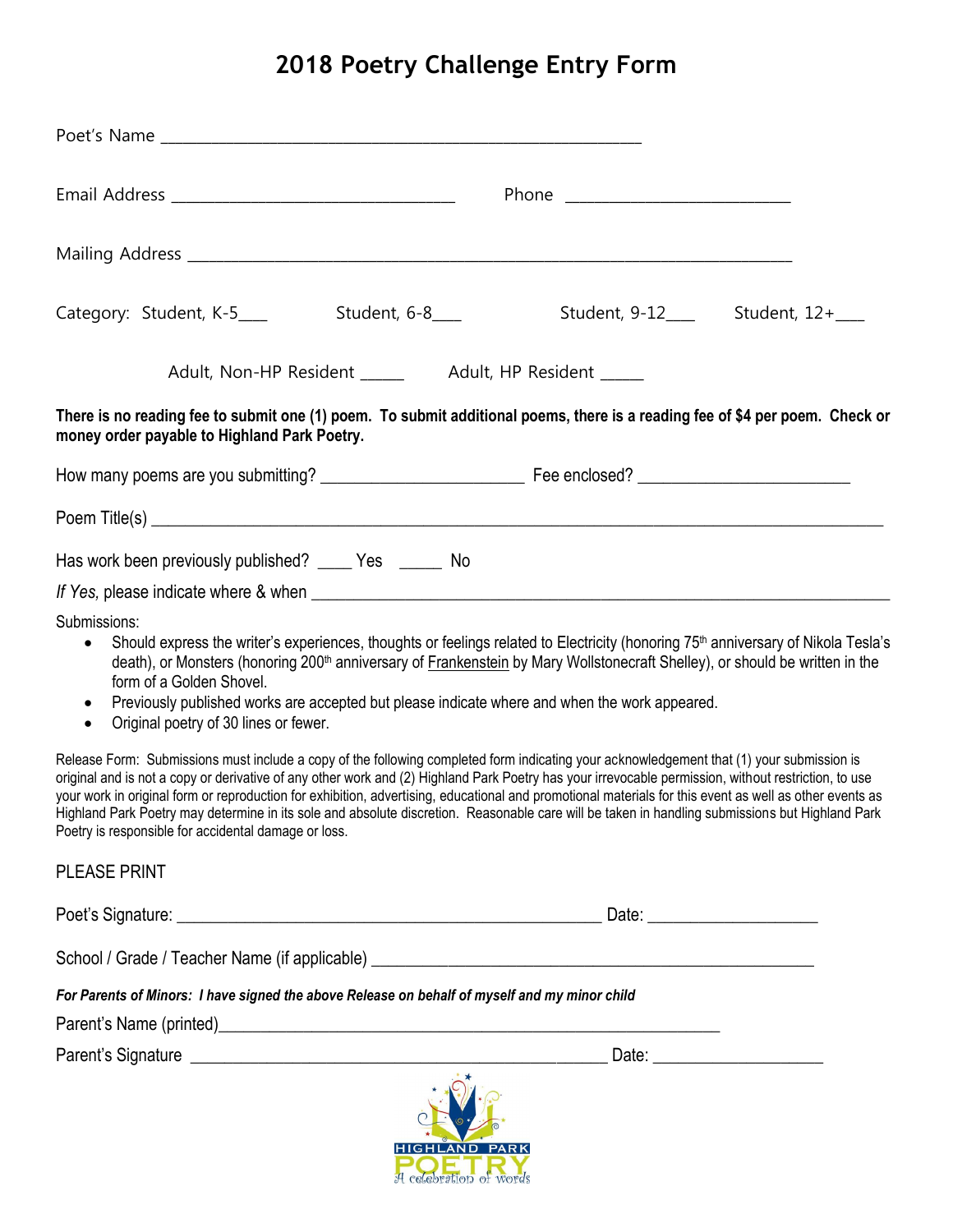# 2018 Poetry Challenge Entry Form

Poet's Name ____________________________________________________________

Email Address ___________________________________ Phone ____________________________

Mailing Address ___________________________________________________________________________

Category: Student, K-5___ Student, 6-8___ Student, 9-12___ Student, 12+___

Adult, Non-HP Resident _____ Adult, HP Resident _____

**There is no reading fee to submit one (1) poem. To submit additional poems, there is a reading fee of $4 per poem. Check or money order payable to Highland Park Poetry.**

How many poems are you submitting? _________________________ Fee enclosed? __________________________

Poem Title(s) ___________________________________________________________________________________________

Has work been previously published? ____ Yes _____ No

*If Yes,* please indicate where & when ________________________________________________________________________

Submissions:

- Should express the writer's experiences, thoughts or feelings related to Electricity (honoring 75th anniversary of Nikola Tesla's death), or Monsters (honoring 200th anniversary of Frankenstein by Mary Wollstonecraft Shelley), or should be written in the form of a Golden Shovel.
- Previously published works are accepted but please indicate where and when the work appeared.
- Original poetry of 30 lines or fewer.

Release Form: Submissions must include a copy of the following completed form indicating your acknowledgement that (1) your submission is original and is not a copy or derivative of any other work and (2) Highland Park Poetry has your irrevocable permission, without restriction, to use your work in original form or reproduction for exhibition, advertising, educational and promotional materials for this event as well as other events as Highland Park Poetry may determine in its sole and absolute discretion. Reasonable care will be taken in handling submissions but Highland Park Poetry is responsible for accidental damage or loss.

PLEASE PRINT

Poet's Signature: _____________________________________________________ Date: _____________________

School / Grade / Teacher Name (if applicable) _______________________________________________________

***For Parents of Minors: I have signed the above Release on behalf of myself and my minor child***

Parent's Name (printed)_______________________________________________________________

Parent's Signature _____________________________________________________ Date: _____________________

HIGHLAND PARK POETRY

A celebration of words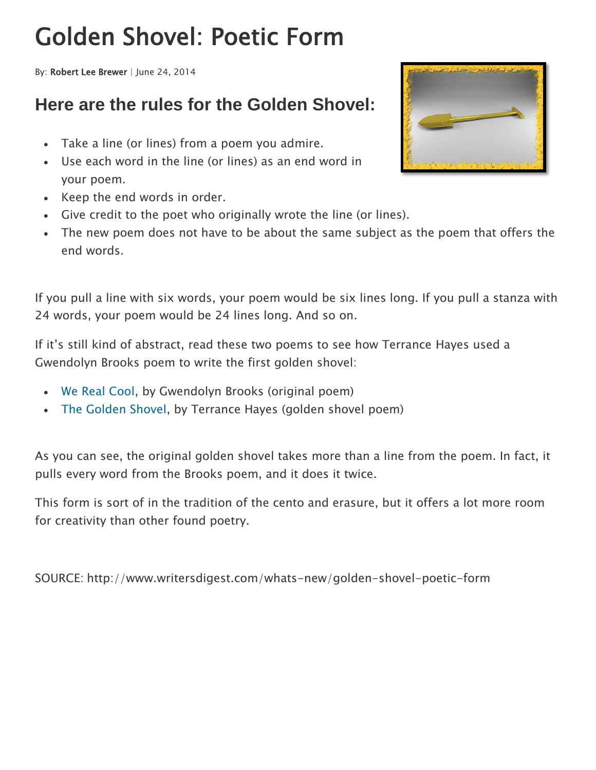# Golden Shovel: Poetic Form

By: **Robert Lee Brewer** | June 24, 2014

## Here are the rules for the Golden Shovel:

- Take a line (or lines) from a poem you admire.
- Use each word in the line (or lines) as an end word in your poem.
- Keep the end words in order.
- Give credit to the poet who originally wrote the line (or lines).
- The new poem does not have to be about the same subject as the poem that offers the end words.

If you pull a line with six words, your poem would be six lines long. If you pull a stanza with 24 words, your poem would be 24 lines long. And so on.

If it's still kind of abstract, read these two poems to see how Terrance Hayes used a Gwendolyn Brooks poem to write the first golden shovel:

- We Real Cool, by Gwendolyn Brooks (original poem)
- The Golden Shovel, by Terrance Hayes (golden shovel poem)

As you can see, the original golden shovel takes more than a line from the poem. In fact, it pulls every word from the Brooks poem, and it does it twice.

This form is sort of in the tradition of the cento and erasure, but it offers a lot more room for creativity than other found poetry.

SOURCE: http://www.writersdigest.com/whats-new/golden-shovel-poetic-form